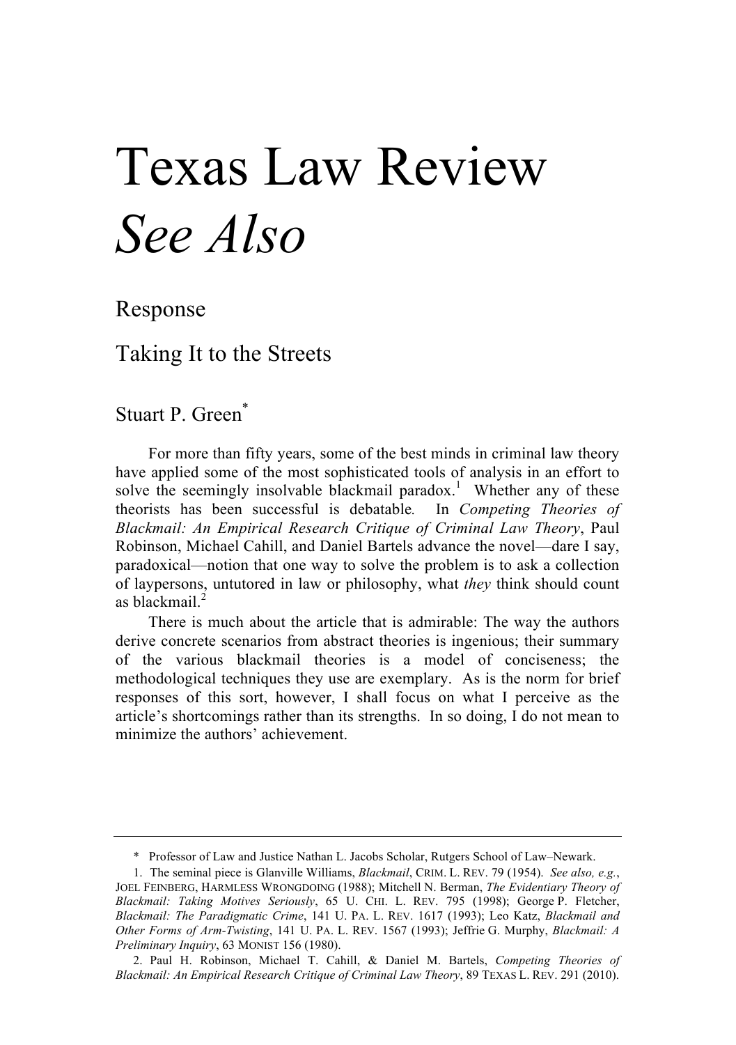# Texas Law Review *See Also*

## Response

## Taking It to the Streets

Stuart P. Green[*]

For more than fifty years, some of the best minds in criminal law theory have applied some of the most sophisticated tools of analysis in an effort to solve the seemingly insolvable blackmail paradox.[1] Whether any of these theorists has been successful is debatable. In *Competing Theories of Blackmail: An Empirical Research Critique of Criminal Law Theory*, Paul Robinson, Michael Cahill, and Daniel Bartels advance the novel—dare I say, paradoxical—notion that one way to solve the problem is to ask a collection of laypersons, untutored in law or philosophy, what *they* think should count as blackmail.[2]

There is much about the article that is admirable: The way the authors derive concrete scenarios from abstract theories is ingenious; their summary of the various blackmail theories is a model of conciseness; the methodological techniques they use are exemplary. As is the norm for brief responses of this sort, however, I shall focus on what I perceive as the article's shortcomings rather than its strengths. In so doing, I do not mean to minimize the authors' achievement.

---

\* Professor of Law and Justice Nathan L. Jacobs Scholar, Rutgers School of Law–Newark.

1. The seminal piece is Glanville Williams, *Blackmail*, CRIM. L. REV. 79 (1954). *See also, e.g.*, JOEL FEINBERG, HARMLESS WRONGDOING (1988); Mitchell N. Berman, *The Evidentiary Theory of Blackmail: Taking Motives Seriously*, 65 U. CHI. L. REV. 795 (1998); George P. Fletcher, *Blackmail: The Paradigmatic Crime*, 141 U. PA. L. REV. 1617 (1993); Leo Katz, *Blackmail and Other Forms of Arm-Twisting*, 141 U. PA. L. REV. 1567 (1993); Jeffrie G. Murphy, *Blackmail: A Preliminary Inquiry*, 63 MONIST 156 (1980).

2. Paul H. Robinson, Michael T. Cahill, & Daniel M. Bartels, *Competing Theories of Blackmail: An Empirical Research Critique of Criminal Law Theory*, 89 TEXAS L. REV. 291 (2010).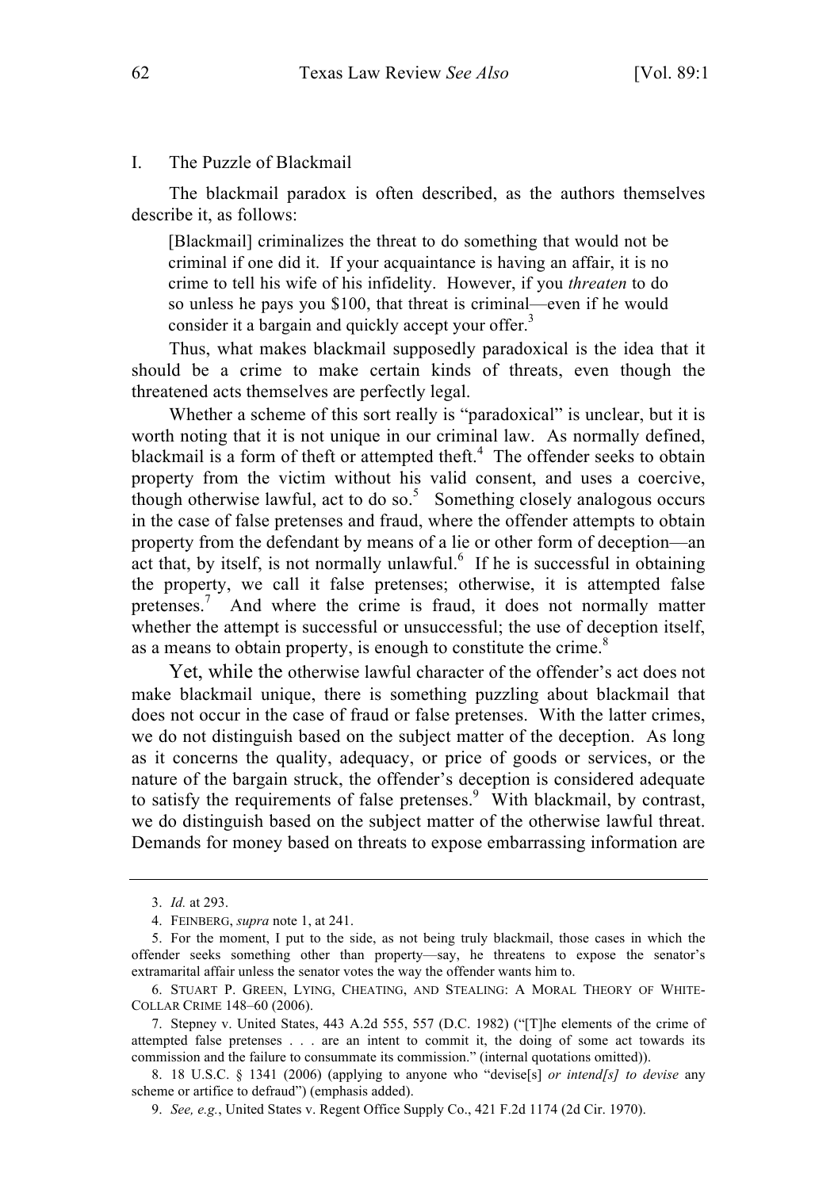## I. The Puzzle of Blackmail

The blackmail paradox is often described, as the authors themselves describe it, as follows:

> [Blackmail] criminalizes the threat to do something that would not be criminal if one did it. If your acquaintance is having an affair, it is no crime to tell his wife of his infidelity. However, if you *threaten* to do so unless he pays you $100, that threat is criminal—even if he would consider it a bargain and quickly accept your offer.[3]

Thus, what makes blackmail supposedly paradoxical is the idea that it should be a crime to make certain kinds of threats, even though the threatened acts themselves are perfectly legal.

Whether a scheme of this sort really is "paradoxical" is unclear, but it is worth noting that it is not unique in our criminal law. As normally defined, blackmail is a form of theft or attempted theft.[4] The offender seeks to obtain property from the victim without his valid consent, and uses a coercive, though otherwise lawful, act to do so.[5] Something closely analogous occurs in the case of false pretenses and fraud, where the offender attempts to obtain property from the defendant by means of a lie or other form of deception—an act that, by itself, is not normally unlawful.[6] If he is successful in obtaining the property, we call it false pretenses; otherwise, it is attempted false pretenses.[7] And where the crime is fraud, it does not normally matter whether the attempt is successful or unsuccessful; the use of deception itself, as a means to obtain property, is enough to constitute the crime.[8]

Yet, while the otherwise lawful character of the offender's act does not make blackmail unique, there is something puzzling about blackmail that does not occur in the case of fraud or false pretenses. With the latter crimes, we do not distinguish based on the subject matter of the deception. As long as it concerns the quality, adequacy, or price of goods or services, or the nature of the bargain struck, the offender's deception is considered adequate to satisfy the requirements of false pretenses.[9] With blackmail, by contrast, we do distinguish based on the subject matter of the otherwise lawful threat. Demands for money based on threats to expose embarrassing information are

---

3. *Id.* at 293.

4. FEINBERG, *supra* note 1, at 241.

5. For the moment, I put to the side, as not being truly blackmail, those cases in which the offender seeks something other than property—say, he threatens to expose the senator's extramarital affair unless the senator votes the way the offender wants him to.

6. STUART P. GREEN, LYING, CHEATING, AND STEALING: A MORAL THEORY OF WHITE-COLLAR CRIME 148–60 (2006).

7. Stepney v. United States, 443 A.2d 555, 557 (D.C. 1982) ("[T]he elements of the crime of attempted false pretenses . . . are an intent to commit it, the doing of some act towards its commission and the failure to consummate its commission." (internal quotations omitted)).

8. 18 U.S.C. § 1341 (2006) (applying to anyone who "devise[s] *or intend[s] to devise* any scheme or artifice to defraud") (emphasis added).

9. *See, e.g.*, United States v. Regent Office Supply Co., 421 F.2d 1174 (2d Cir. 1970).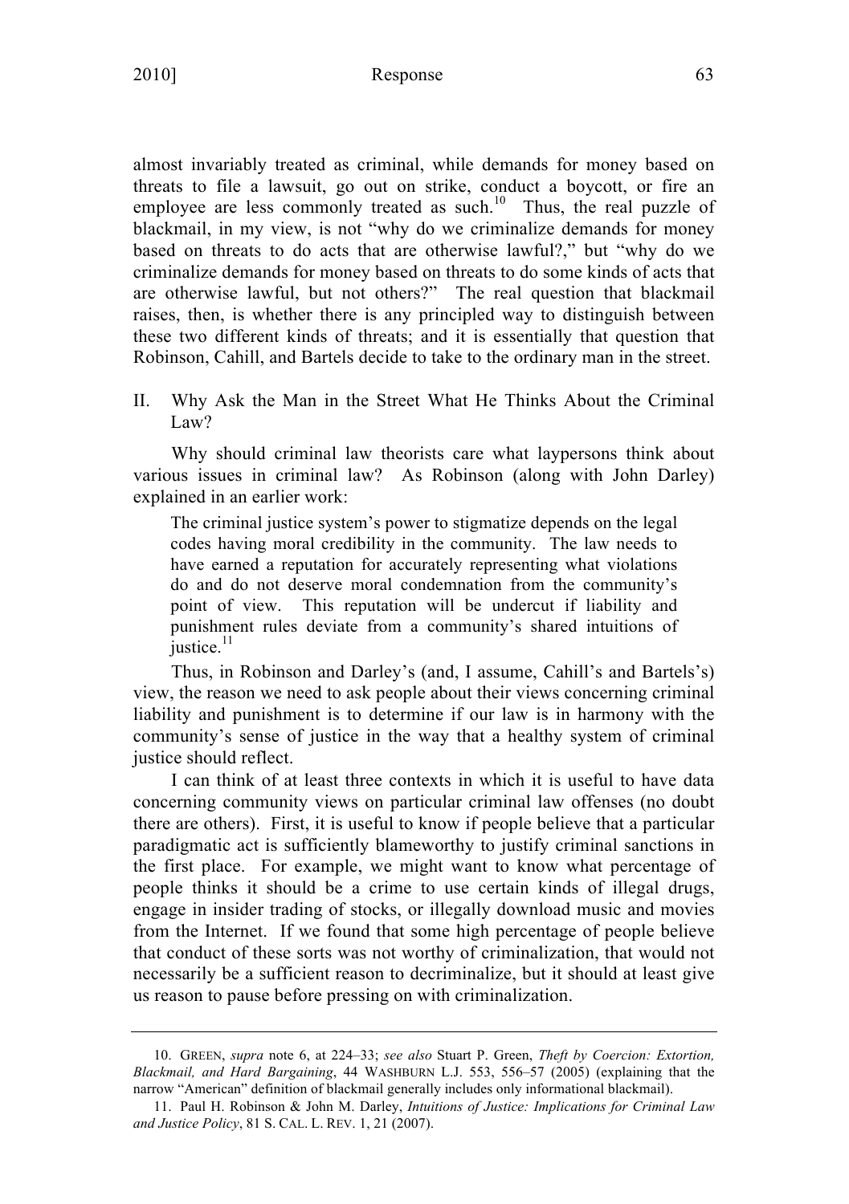almost invariably treated as criminal, while demands for money based on threats to file a lawsuit, go out on strike, conduct a boycott, or fire an employee are less commonly treated as such.[10] Thus, the real puzzle of blackmail, in my view, is not "why do we criminalize demands for money based on threats to do acts that are otherwise lawful?," but "why do we criminalize demands for money based on threats to do some kinds of acts that are otherwise lawful, but not others?" The real question that blackmail raises, then, is whether there is any principled way to distinguish between these two different kinds of threats; and it is essentially that question that Robinson, Cahill, and Bartels decide to take to the ordinary man in the street.

## II. Why Ask the Man in the Street What He Thinks About the Criminal Law?

Why should criminal law theorists care what laypersons think about various issues in criminal law? As Robinson (along with John Darley) explained in an earlier work:

> The criminal justice system's power to stigmatize depends on the legal codes having moral credibility in the community. The law needs to have earned a reputation for accurately representing what violations do and do not deserve moral condemnation from the community's point of view. This reputation will be undercut if liability and punishment rules deviate from a community's shared intuitions of justice.[11]

Thus, in Robinson and Darley's (and, I assume, Cahill's and Bartels's) view, the reason we need to ask people about their views concerning criminal liability and punishment is to determine if our law is in harmony with the community's sense of justice in the way that a healthy system of criminal justice should reflect.

I can think of at least three contexts in which it is useful to have data concerning community views on particular criminal law offenses (no doubt there are others). First, it is useful to know if people believe that a particular paradigmatic act is sufficiently blameworthy to justify criminal sanctions in the first place. For example, we might want to know what percentage of people thinks it should be a crime to use certain kinds of illegal drugs, engage in insider trading of stocks, or illegally download music and movies from the Internet. If we found that some high percentage of people believe that conduct of these sorts was not worthy of criminalization, that would not necessarily be a sufficient reason to decriminalize, but it should at least give us reason to pause before pressing on with criminalization.

---

10. GREEN, *supra* note 6, at 224–33; *see also* Stuart P. Green, *Theft by Coercion: Extortion, Blackmail, and Hard Bargaining*, 44 WASHBURN L.J. 553, 556–57 (2005) (explaining that the narrow "American" definition of blackmail generally includes only informational blackmail).

11. Paul H. Robinson & John M. Darley, *Intuitions of Justice: Implications for Criminal Law and Justice Policy*, 81 S. CAL. L. REV. 1, 21 (2007).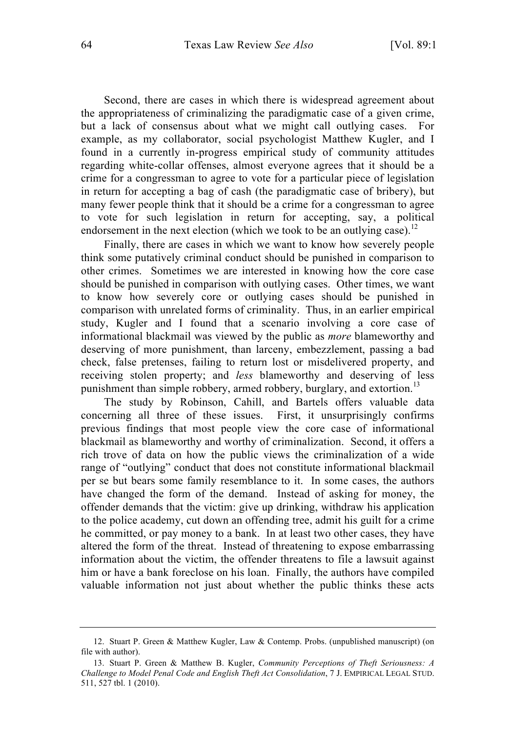Second, there are cases in which there is widespread agreement about the appropriateness of criminalizing the paradigmatic case of a given crime, but a lack of consensus about what we might call outlying cases. For example, as my collaborator, social psychologist Matthew Kugler, and I found in a currently in-progress empirical study of community attitudes regarding white-collar offenses, almost everyone agrees that it should be a crime for a congressman to agree to vote for a particular piece of legislation in return for accepting a bag of cash (the paradigmatic case of bribery), but many fewer people think that it should be a crime for a congressman to agree to vote for such legislation in return for accepting, say, a political endorsement in the next election (which we took to be an outlying case).[12]

Finally, there are cases in which we want to know how severely people think some putatively criminal conduct should be punished in comparison to other crimes. Sometimes we are interested in knowing how the core case should be punished in comparison with outlying cases. Other times, we want to know how severely core or outlying cases should be punished in comparison with unrelated forms of criminality. Thus, in an earlier empirical study, Kugler and I found that a scenario involving a core case of informational blackmail was viewed by the public as *more* blameworthy and deserving of more punishment, than larceny, embezzlement, passing a bad check, false pretenses, failing to return lost or misdelivered property, and receiving stolen property; and *less* blameworthy and deserving of less punishment than simple robbery, armed robbery, burglary, and extortion.[13]

The study by Robinson, Cahill, and Bartels offers valuable data concerning all three of these issues. First, it unsurprisingly confirms previous findings that most people view the core case of informational blackmail as blameworthy and worthy of criminalization. Second, it offers a rich trove of data on how the public views the criminalization of a wide range of "outlying" conduct that does not constitute informational blackmail per se but bears some family resemblance to it. In some cases, the authors have changed the form of the demand. Instead of asking for money, the offender demands that the victim: give up drinking, withdraw his application to the police academy, cut down an offending tree, admit his guilt for a crime he committed, or pay money to a bank. In at least two other cases, they have altered the form of the threat. Instead of threatening to expose embarrassing information about the victim, the offender threatens to file a lawsuit against him or have a bank foreclose on his loan. Finally, the authors have compiled valuable information not just about whether the public thinks these acts

---

12. Stuart P. Green & Matthew Kugler, Law & Contemp. Probs. (unpublished manuscript) (on file with author).

13. Stuart P. Green & Matthew B. Kugler, *Community Perceptions of Theft Seriousness: A Challenge to Model Penal Code and English Theft Act Consolidation*, 7 J. EMPIRICAL LEGAL STUD. 511, 527 tbl. 1 (2010).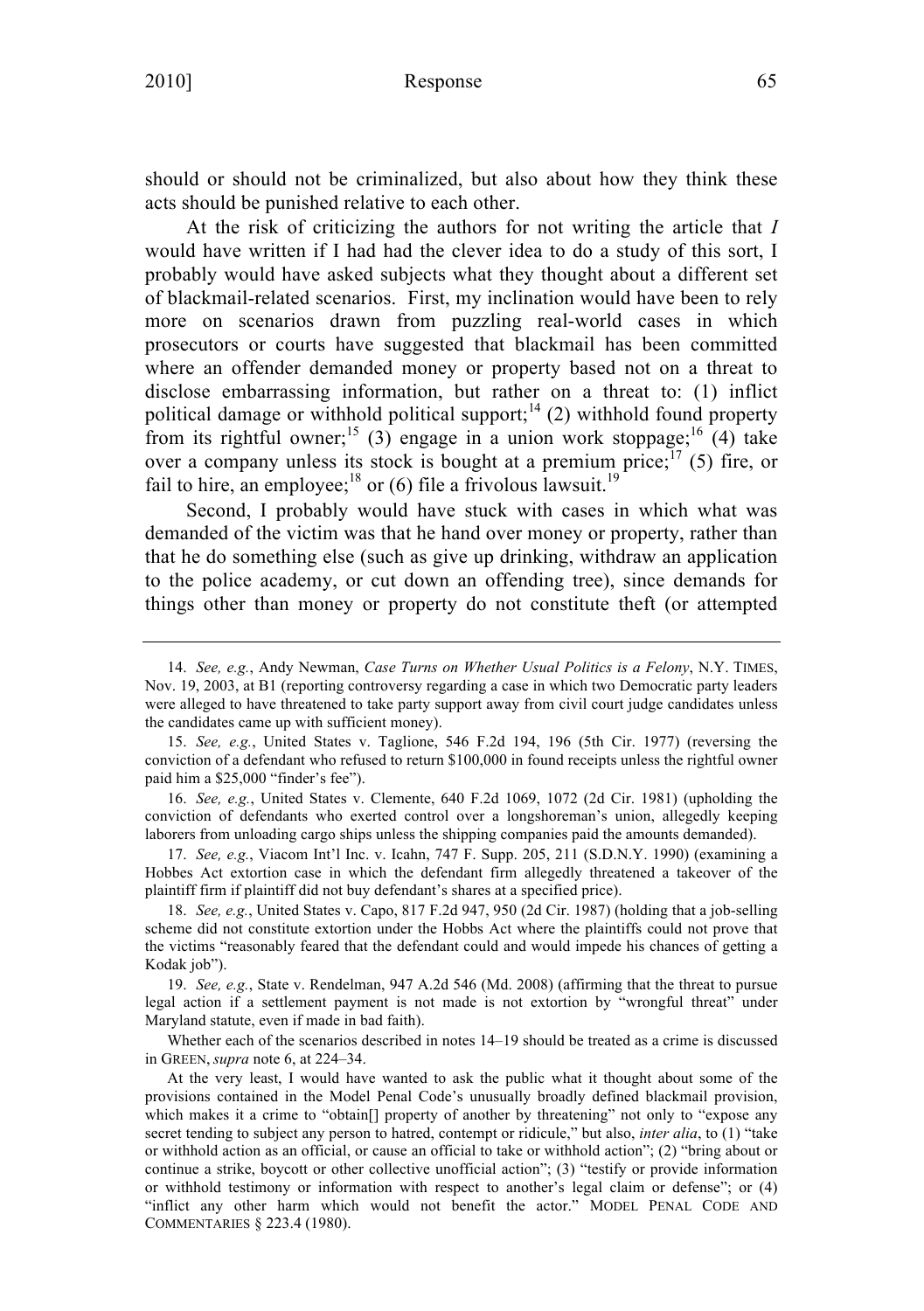should or should not be criminalized, but also about how they think these acts should be punished relative to each other.

At the risk of criticizing the authors for not writing the article that *I* would have written if I had had the clever idea to do a study of this sort, I probably would have asked subjects what they thought about a different set of blackmail-related scenarios. First, my inclination would have been to rely more on scenarios drawn from puzzling real-world cases in which prosecutors or courts have suggested that blackmail has been committed where an offender demanded money or property based not on a threat to disclose embarrassing information, but rather on a threat to: (1) inflict political damage or withhold political support;[14] (2) withhold found property from its rightful owner;[15] (3) engage in a union work stoppage;[16] (4) take over a company unless its stock is bought at a premium price;[17] (5) fire, or fail to hire, an employee;[18] or (6) file a frivolous lawsuit.[19]

Second, I probably would have stuck with cases in which what was demanded of the victim was that he hand over money or property, rather than that he do something else (such as give up drinking, withdraw an application to the police academy, or cut down an offending tree), since demands for things other than money or property do not constitute theft (or attempted

---

14. *See, e.g.*, Andy Newman, *Case Turns on Whether Usual Politics is a Felony*, N.Y. TIMES, Nov. 19, 2003, at B1 (reporting controversy regarding a case in which two Democratic party leaders were alleged to have threatened to take party support away from civil court judge candidates unless the candidates came up with sufficient money).

15. *See, e.g.*, United States v. Taglione, 546 F.2d 194, 196 (5th Cir. 1977) (reversing the conviction of a defendant who refused to return $100,000 in found receipts unless the rightful owner paid him a $25,000 "finder's fee").

16. *See, e.g.*, United States v. Clemente, 640 F.2d 1069, 1072 (2d Cir. 1981) (upholding the conviction of defendants who exerted control over a longshoreman's union, allegedly keeping laborers from unloading cargo ships unless the shipping companies paid the amounts demanded).

17. *See, e.g.*, Viacom Int'l Inc. v. Icahn, 747 F. Supp. 205, 211 (S.D.N.Y. 1990) (examining a Hobbes Act extortion case in which the defendant firm allegedly threatened a takeover of the plaintiff firm if plaintiff did not buy defendant's shares at a specified price).

18. *See, e.g.*, United States v. Capo, 817 F.2d 947, 950 (2d Cir. 1987) (holding that a job-selling scheme did not constitute extortion under the Hobbs Act where the plaintiffs could not prove that the victims "reasonably feared that the defendant could and would impede his chances of getting a Kodak job").

19. *See, e.g.*, State v. Rendelman, 947 A.2d 546 (Md. 2008) (affirming that the threat to pursue legal action if a settlement payment is not made is not extortion by "wrongful threat" under Maryland statute, even if made in bad faith).

Whether each of the scenarios described in notes 14–19 should be treated as a crime is discussed in GREEN, *supra* note 6, at 224–34.

At the very least, I would have wanted to ask the public what it thought about some of the provisions contained in the Model Penal Code's unusually broadly defined blackmail provision, which makes it a crime to "obtain[] property of another by threatening" not only to "expose any secret tending to subject any person to hatred, contempt or ridicule," but also, *inter alia*, to (1) "take or withhold action as an official, or cause an official to take or withhold action"; (2) "bring about or continue a strike, boycott or other collective unofficial action"; (3) "testify or provide information or withhold testimony or information with respect to another's legal claim or defense"; or (4) "inflict any other harm which would not benefit the actor." MODEL PENAL CODE AND COMMENTARIES § 223.4 (1980).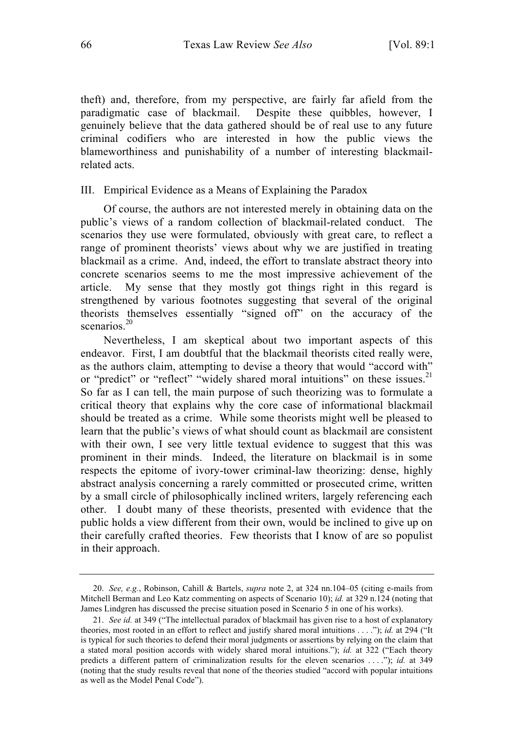theft) and, therefore, from my perspective, are fairly far afield from the paradigmatic case of blackmail. Despite these quibbles, however, I genuinely believe that the data gathered should be of real use to any future criminal codifiers who are interested in how the public views the blameworthiness and punishability of a number of interesting blackmail-related acts.

## III. Empirical Evidence as a Means of Explaining the Paradox

Of course, the authors are not interested merely in obtaining data on the public's views of a random collection of blackmail-related conduct. The scenarios they use were formulated, obviously with great care, to reflect a range of prominent theorists' views about why we are justified in treating blackmail as a crime. And, indeed, the effort to translate abstract theory into concrete scenarios seems to me the most impressive achievement of the article. My sense that they mostly got things right in this regard is strengthened by various footnotes suggesting that several of the original theorists themselves essentially "signed off" on the accuracy of the scenarios.[20]

Nevertheless, I am skeptical about two important aspects of this endeavor. First, I am doubtful that the blackmail theorists cited really were, as the authors claim, attempting to devise a theory that would "accord with" or "predict" or "reflect" "widely shared moral intuitions" on these issues.[21] So far as I can tell, the main purpose of such theorizing was to formulate a critical theory that explains why the core case of informational blackmail should be treated as a crime. While some theorists might well be pleased to learn that the public's views of what should count as blackmail are consistent with their own, I see very little textual evidence to suggest that this was prominent in their minds. Indeed, the literature on blackmail is in some respects the epitome of ivory-tower criminal-law theorizing: dense, highly abstract analysis concerning a rarely committed or prosecuted crime, written by a small circle of philosophically inclined writers, largely referencing each other. I doubt many of these theorists, presented with evidence that the public holds a view different from their own, would be inclined to give up on their carefully crafted theories. Few theorists that I know of are so populist in their approach.

---

20. *See, e.g.*, Robinson, Cahill & Bartels, *supra* note 2, at 324 nn.104–05 (citing e-mails from Mitchell Berman and Leo Katz commenting on aspects of Scenario 10); *id.* at 329 n.124 (noting that James Lindgren has discussed the precise situation posed in Scenario 5 in one of his works).

21. *See id.* at 349 ("The intellectual paradox of blackmail has given rise to a host of explanatory theories, most rooted in an effort to reflect and justify shared moral intuitions . . . ."); *id.* at 294 ("It is typical for such theories to defend their moral judgments or assertions by relying on the claim that a stated moral position accords with widely shared moral intuitions."); *id.* at 322 ("Each theory predicts a different pattern of criminalization results for the eleven scenarios . . . ."); *id.* at 349 (noting that the study results reveal that none of the theories studied "accord with popular intuitions as well as the Model Penal Code").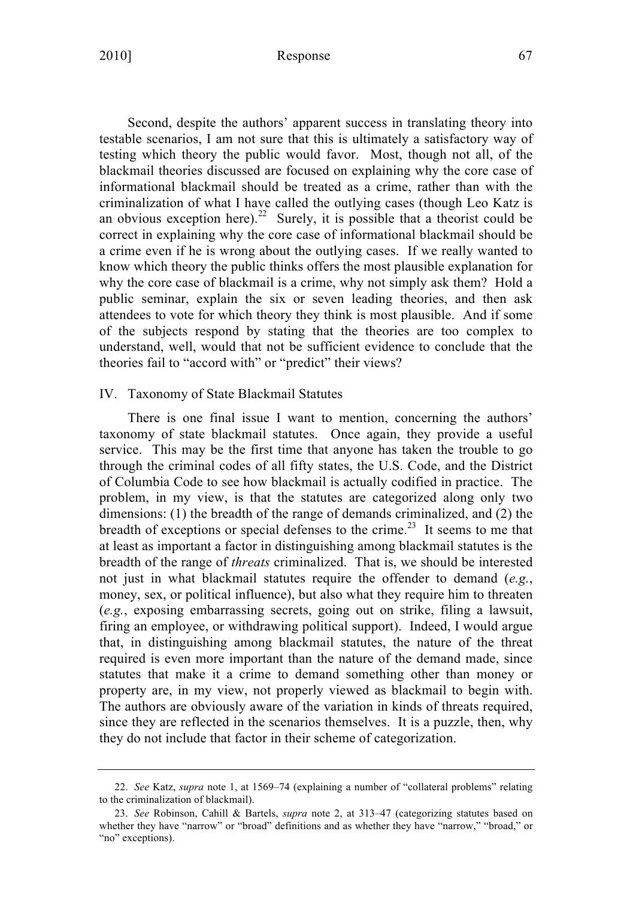Second, despite the authors' apparent success in translating theory into testable scenarios, I am not sure that this is ultimately a satisfactory way of testing which theory the public would favor. Most, though not all, of the blackmail theories discussed are focused on explaining why the core case of informational blackmail should be treated as a crime, rather than with the criminalization of what I have called the outlying cases (though Leo Katz is an obvious exception here).[22] Surely, it is possible that a theorist could be correct in explaining why the core case of informational blackmail should be a crime even if he is wrong about the outlying cases. If we really wanted to know which theory the public thinks offers the most plausible explanation for why the core case of blackmail is a crime, why not simply ask them? Hold a public seminar, explain the six or seven leading theories, and then ask attendees to vote for which theory they think is most plausible. And if some of the subjects respond by stating that the theories are too complex to understand, well, would that not be sufficient evidence to conclude that the theories fail to "accord with" or "predict" their views?

## IV. Taxonomy of State Blackmail Statutes

There is one final issue I want to mention, concerning the authors' taxonomy of state blackmail statutes. Once again, they provide a useful service. This may be the first time that anyone has taken the trouble to go through the criminal codes of all fifty states, the U.S. Code, and the District of Columbia Code to see how blackmail is actually codified in practice. The problem, in my view, is that the statutes are categorized along only two dimensions: (1) the breadth of the range of demands criminalized, and (2) the breadth of exceptions or special defenses to the crime.[23] It seems to me that at least as important a factor in distinguishing among blackmail statutes is the breadth of the range of *threats* criminalized. That is, we should be interested not just in what blackmail statutes require the offender to demand (*e.g.*, money, sex, or political influence), but also what they require him to threaten (*e.g.*, exposing embarrassing secrets, going out on strike, filing a lawsuit, firing an employee, or withdrawing political support). Indeed, I would argue that, in distinguishing among blackmail statutes, the nature of the threat required is even more important than the nature of the demand made, since statutes that make it a crime to demand something other than money or property are, in my view, not properly viewed as blackmail to begin with. The authors are obviously aware of the variation in kinds of threats required, since they are reflected in the scenarios themselves. It is a puzzle, then, why they do not include that factor in their scheme of categorization.

---

22. *See* Katz, *supra* note 1, at 1569–74 (explaining a number of "collateral problems" relating to the criminalization of blackmail).

23. *See* Robinson, Cahill & Bartels, *supra* note 2, at 313–47 (categorizing statutes based on whether they have "narrow" or "broad" definitions and as whether they have "narrow," "broad," or "no" exceptions).